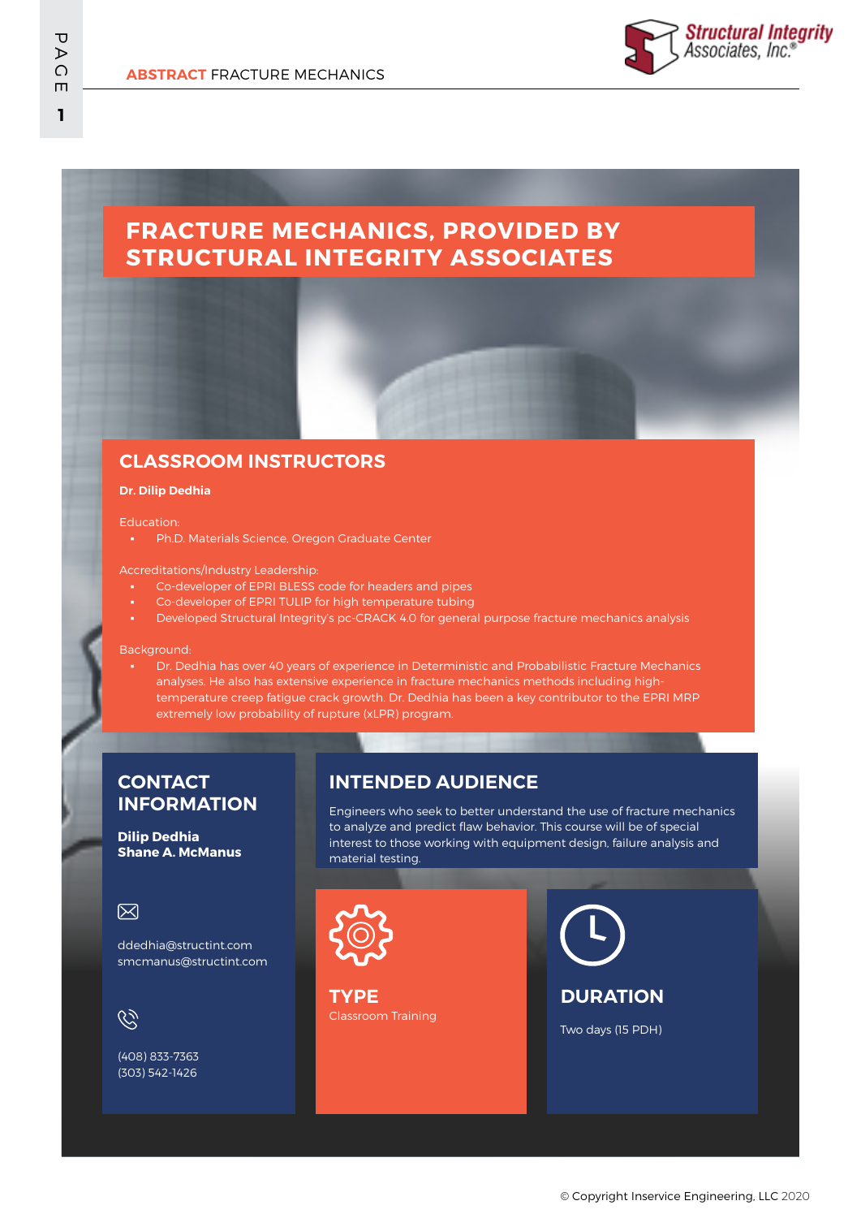# FRACTURE MECHANICS, PROVIDED BY STRUCTURAL INTEGRITY ASSOCIATES

## CLASSROOM INSTRUCTORS

**Dr. Dilip Dedhia**

Education:

- Ph.D. Materials Science, Oregon Graduate Center

Accreditations/Industry Leadership:

- Co-developer of EPRI BLESS code for headers and pipes
- Co-developer of EPRI TULIP for high temperature tubing
- Developed Structural Integrity's pc-CRACK 4.0 for general purpose fracture mechanics analysis

Background:

- Dr. Dedhia has over 40 years of experience in Deterministic and Probabilistic Fracture Mechanics analyses. He also has extensive experience in fracture mechanics methods including high-temperature creep fatigue crack growth. Dr. Dedhia has been a key contributor to the EPRI MRP extremely low probability of rupture (xLPR) program.

## CONTACT INFORMATION

**Dilip Dedhia**
**Shane A. McManus**

ddedhia@structint.com
smcmanus@structint.com

(408) 833-7363
(303) 542-1426

## INTENDED AUDIENCE

Engineers who seek to better understand the use of fracture mechanics to analyze and predict flaw behavior. This course will be of special interest to those working with equipment design, failure analysis and material testing.

## TYPE

Classroom Training

## DURATION

Two days (15 PDH)

© Copyright Inservice Engineering, LLC 2020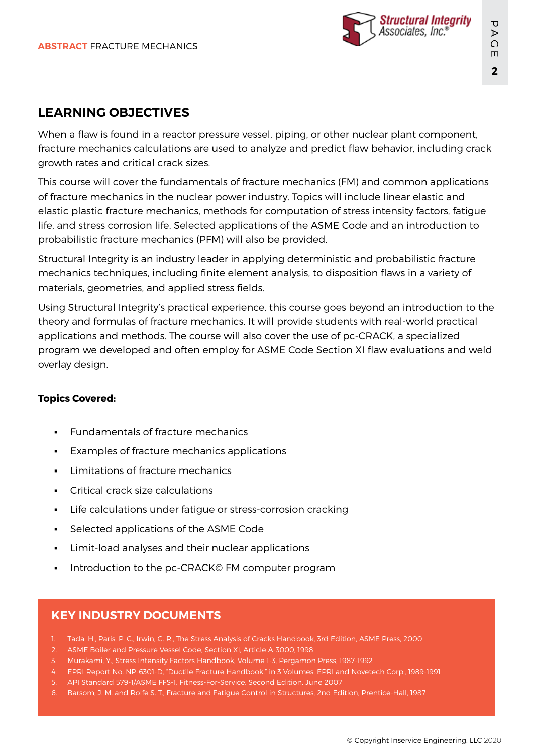## LEARNING OBJECTIVES

When a flaw is found in a reactor pressure vessel, piping, or other nuclear plant component, fracture mechanics calculations are used to analyze and predict flaw behavior, including crack growth rates and critical crack sizes.

This course will cover the fundamentals of fracture mechanics (FM) and common applications of fracture mechanics in the nuclear power industry. Topics will include linear elastic and elastic plastic fracture mechanics, methods for computation of stress intensity factors, fatigue life, and stress corrosion life. Selected applications of the ASME Code and an introduction to probabilistic fracture mechanics (PFM) will also be provided.

Structural Integrity is an industry leader in applying deterministic and probabilistic fracture mechanics techniques, including finite element analysis, to disposition flaws in a variety of materials, geometries, and applied stress fields.

Using Structural Integrity's practical experience, this course goes beyond an introduction to the theory and formulas of fracture mechanics. It will provide students with real-world practical applications and methods. The course will also cover the use of pc-CRACK, a specialized program we developed and often employ for ASME Code Section XI flaw evaluations and weld overlay design.

**Topics Covered:**

- Fundamentals of fracture mechanics
- Examples of fracture mechanics applications
- Limitations of fracture mechanics
- Critical crack size calculations
- Life calculations under fatigue or stress-corrosion cracking
- Selected applications of the ASME Code
- Limit-load analyses and their nuclear applications
- Introduction to the pc-CRACK© FM computer program

## KEY INDUSTRY DOCUMENTS

1. Tada, H., Paris, P. C., Irwin, G. R., The Stress Analysis of Cracks Handbook, 3rd Edition, ASME Press, 2000
2. ASME Boiler and Pressure Vessel Code, Section XI, Article A-3000, 1998
3. Murakami, Y., Stress Intensity Factors Handbook, Volume 1-3, Pergamon Press, 1987-1992
4. EPRI Report No. NP-6301-D, "Ductile Fracture Handbook," in 3 Volumes, EPRI and Novetech Corp., 1989-1991
5. API Standard 579-1/ASME FFS-1, Fitness-For-Service, Second Edition, June 2007
6. Barsom, J. M. and Rolfe S. T., Fracture and Fatigue Control in Structures, 2nd Edition, Prentice-Hall, 1987

© Copyright Inservice Engineering, LLC 2020